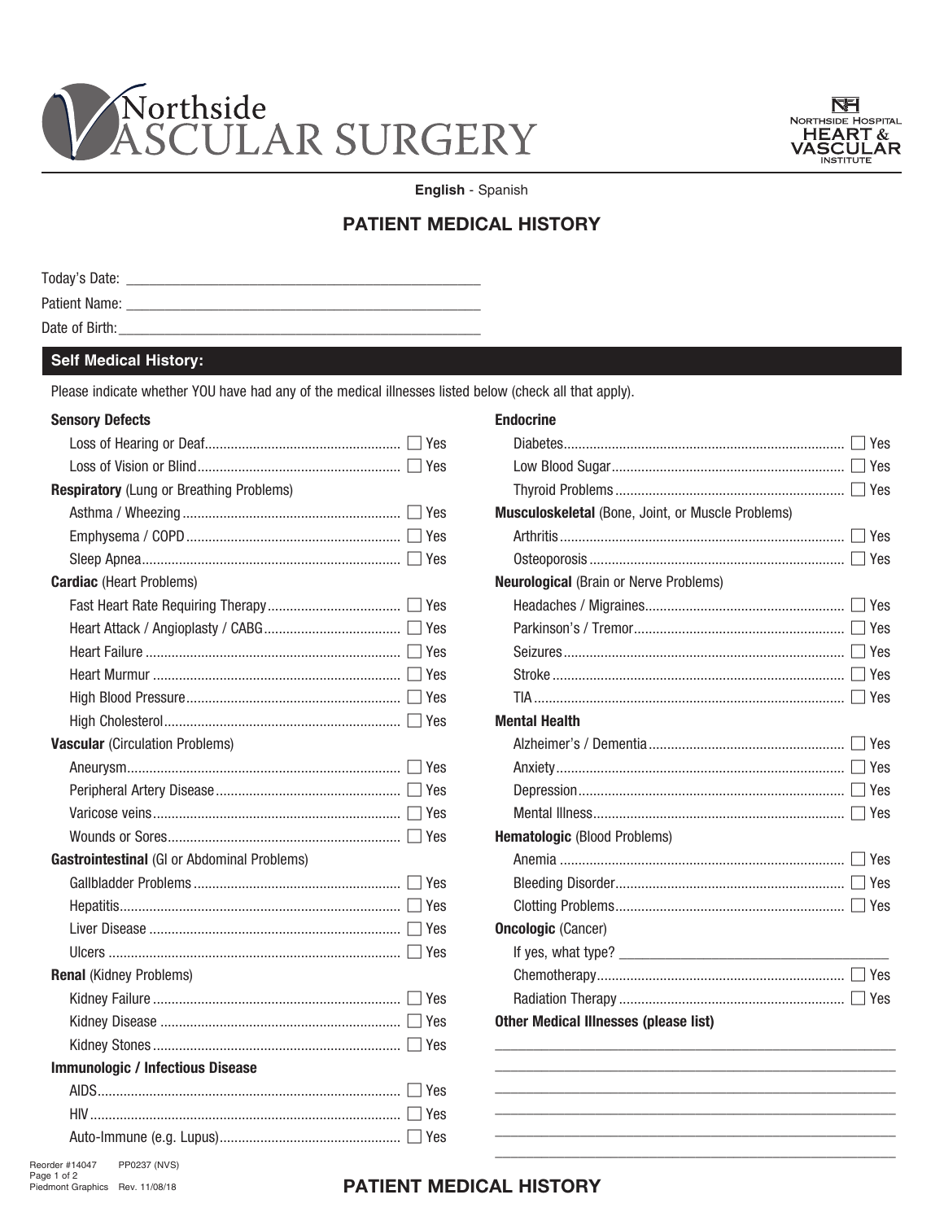# Northside VASCULAR SURGERY

NORTHSIDE HOSPITAL HEART & VASCULAR INSTITUTE

**English** - Spanish

## PATIENT MEDICAL HISTORY

Today's Date: ______________________________

Patient Name: ______________________________

Date of Birth: ______________________________

### Self Medical History:

Please indicate whether YOU have had any of the medical illnesses listed below (check all that apply).

**Sensory Defects**

- Loss of Hearing or Deaf ☐ Yes
- Loss of Vision or Blind ☐ Yes

**Respiratory** (Lung or Breathing Problems)

- Asthma / Wheezing ☐ Yes
- Emphysema / COPD ☐ Yes
- Sleep Apnea ☐ Yes

**Cardiac** (Heart Problems)

- Fast Heart Rate Requiring Therapy ☐ Yes
- Heart Attack / Angioplasty / CABG ☐ Yes
- Heart Failure ☐ Yes
- Heart Murmur ☐ Yes
- High Blood Pressure ☐ Yes
- High Cholesterol ☐ Yes

**Vascular** (Circulation Problems)

- Aneurysm ☐ Yes
- Peripheral Artery Disease ☐ Yes
- Varicose veins ☐ Yes
- Wounds or Sores ☐ Yes

**Gastrointestinal** (GI or Abdominal Problems)

- Gallbladder Problems ☐ Yes
- Hepatitis ☐ Yes
- Liver Disease ☐ Yes
- Ulcers ☐ Yes

**Renal** (Kidney Problems)

- Kidney Failure ☐ Yes
- Kidney Disease ☐ Yes
- Kidney Stones ☐ Yes

**Immunologic / Infectious Disease**

- AIDS ☐ Yes
- HIV ☐ Yes
- Auto-Immune (e.g. Lupus) ☐ Yes

**Endocrine**

- Diabetes ☐ Yes
- Low Blood Sugar ☐ Yes
- Thyroid Problems ☐ Yes

**Musculoskeletal** (Bone, Joint, or Muscle Problems)

- Arthritis ☐ Yes
- Osteoporosis ☐ Yes

**Neurological** (Brain or Nerve Problems)

- Headaches / Migraines ☐ Yes
- Parkinson's / Tremor ☐ Yes
- Seizures ☐ Yes
- Stroke ☐ Yes
- TIA ☐ Yes

**Mental Health**

- Alzheimer's / Dementia ☐ Yes
- Anxiety ☐ Yes
- Depression ☐ Yes
- Mental Illness ☐ Yes

**Hematologic** (Blood Problems)

- Anemia ☐ Yes
- Bleeding Disorder ☐ Yes
- Clotting Problems ☐ Yes

**Oncologic** (Cancer)

- If yes, what type? ______________________________
- Chemotherapy ☐ Yes
- Radiation Therapy ☐ Yes

**Other Medical Illnesses (please list)**

______________________________

______________________________

______________________________

______________________________

______________________________

______________________________

Reorder #14047 PP0237 (NVS)
Piedmont Graphics Rev. 11/08/18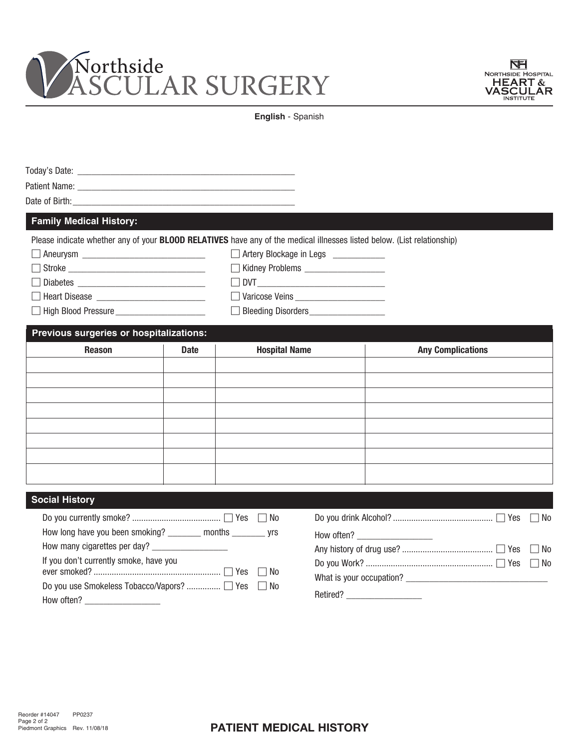# Northside VASCULAR SURGERY

NORTHSIDE HOSPITAL HEART & VASCULAR INSTITUTE

**English** - Spanish

Today's Date: ___________________________________________

Patient Name: ___________________________________________

Date of Birth: ___________________________________________

## Family Medical History:

Please indicate whether any of your **BLOOD RELATIVES** have any of the medical illnesses listed below. (List relationship)

☐ Aneurysm ___________________________

☐ Stroke ___________________________

☐ Diabetes ___________________________

☐ Heart Disease ___________________________

☐ High Blood Pressure ___________________

☐ Artery Blockage in Legs ___________

☐ Kidney Problems _________________

☐ DVT ___________________________

☐ Varicose Veins ___________________

☐ Bleeding Disorders________________

## Previous surgeries or hospitalizations:

| Reason | Date | Hospital Name | Any Complications |
|---|---|---|---|
| | | | |
| | | | |
| | | | |
| | | | |
| | | | |
| | | | |
| | | | |
| | | | |

## Social History

Do you currently smoke? ...................................... ☐ Yes ☐ No

How long have you been smoking? _______ months _______ yrs

How many cigarettes per day? ________________

If you don't currently smoke, have you ever smoked? ...................................................... ☐ Yes ☐ No

Do you use Smokeless Tobacco/Vapors? .............. ☐ Yes ☐ No

How often? ________________

Do you drink Alcohol? ........................................... ☐ Yes ☐ No

How often? ________________

Any history of drug use? ....................................... ☐ Yes ☐ No

Do you Work? ....................................................... ☐ Yes ☐ No

What is your occupation? _______________________________

Retired? ________________

Reorder #14047 PP0237
Piedmont Graphics Rev. 11/08/18

**PATIENT MEDICAL HISTORY**